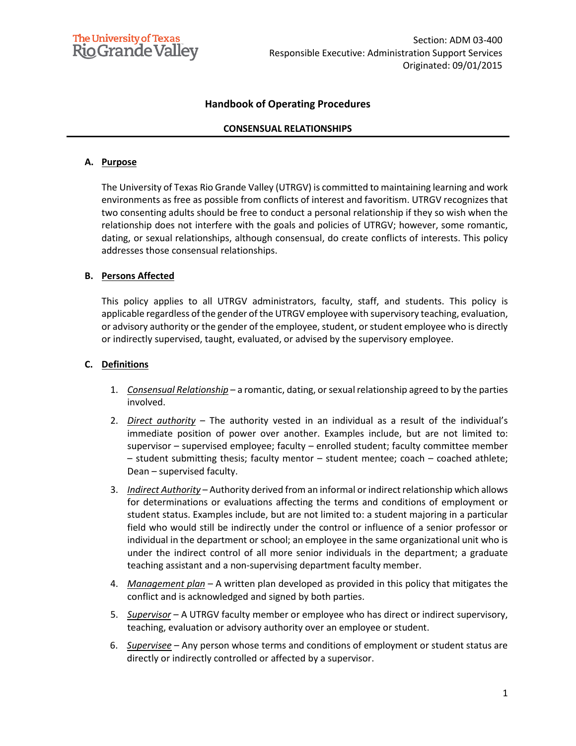The University of Texas Rio Grande Valley

Section: ADM 03-400
Responsible Executive: Administration Support Services
Originated: 09/01/2015

# Handbook of Operating Procedures

## CONSENSUAL RELATIONSHIPS

### A. Purpose

The University of Texas Rio Grande Valley (UTRGV) is committed to maintaining learning and work environments as free as possible from conflicts of interest and favoritism. UTRGV recognizes that two consenting adults should be free to conduct a personal relationship if they so wish when the relationship does not interfere with the goals and policies of UTRGV; however, some romantic, dating, or sexual relationships, although consensual, do create conflicts of interests. This policy addresses those consensual relationships.

### B. Persons Affected

This policy applies to all UTRGV administrators, faculty, staff, and students. This policy is applicable regardless of the gender of the UTRGV employee with supervisory teaching, evaluation, or advisory authority or the gender of the employee, student, or student employee who is directly or indirectly supervised, taught, evaluated, or advised by the supervisory employee.

### C. Definitions

1. *Consensual Relationship* – a romantic, dating, or sexual relationship agreed to by the parties involved.
2. *Direct authority* – The authority vested in an individual as a result of the individual's immediate position of power over another. Examples include, but are not limited to: supervisor – supervised employee; faculty – enrolled student; faculty committee member – student submitting thesis; faculty mentor – student mentee; coach – coached athlete; Dean – supervised faculty.
3. *Indirect Authority* – Authority derived from an informal or indirect relationship which allows for determinations or evaluations affecting the terms and conditions of employment or student status. Examples include, but are not limited to: a student majoring in a particular field who would still be indirectly under the control or influence of a senior professor or individual in the department or school; an employee in the same organizational unit who is under the indirect control of all more senior individuals in the department; a graduate teaching assistant and a non-supervising department faculty member.
4. *Management plan* – A written plan developed as provided in this policy that mitigates the conflict and is acknowledged and signed by both parties.
5. *Supervisor* – A UTRGV faculty member or employee who has direct or indirect supervisory, teaching, evaluation or advisory authority over an employee or student.
6. *Supervisee* – Any person whose terms and conditions of employment or student status are directly or indirectly controlled or affected by a supervisor.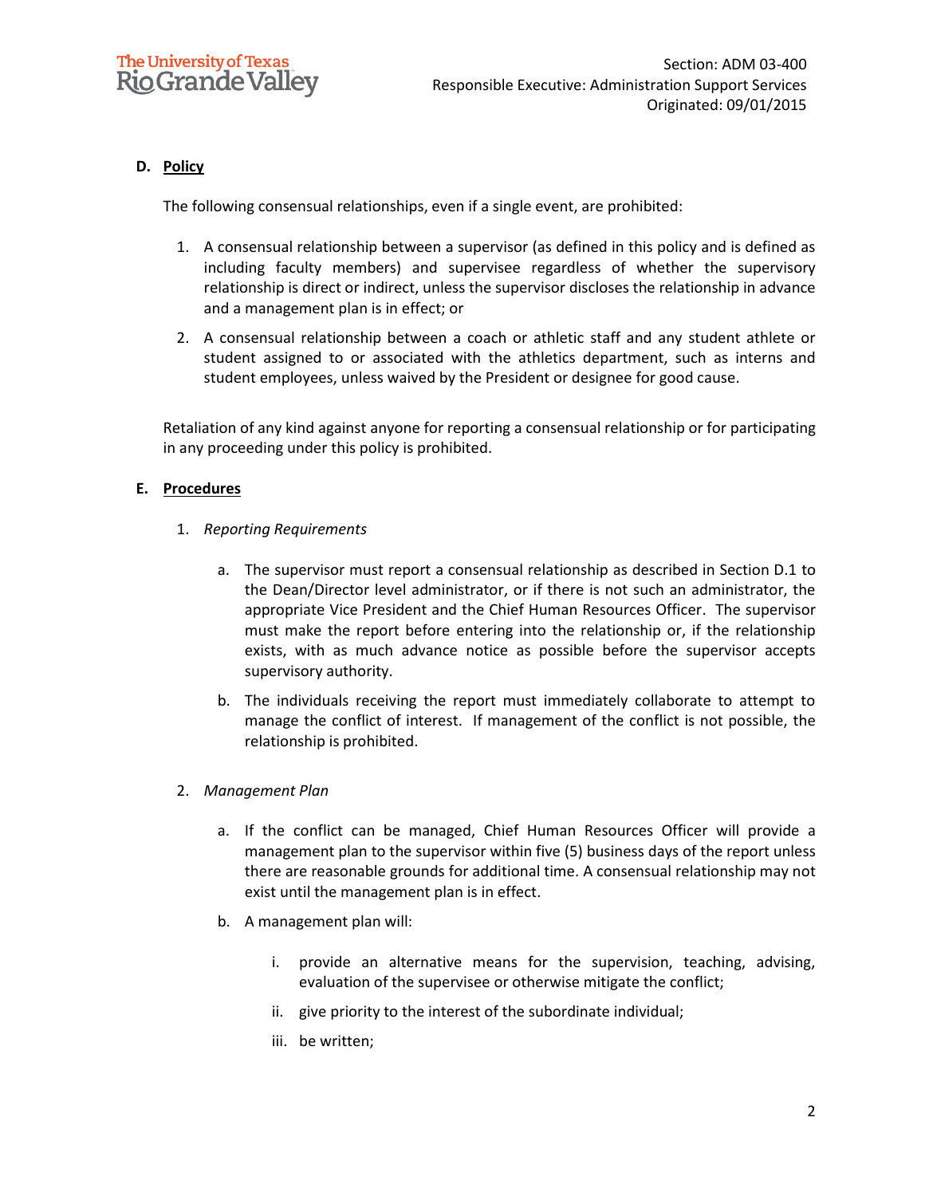## D. Policy

The following consensual relationships, even if a single event, are prohibited:

1. A consensual relationship between a supervisor (as defined in this policy and is defined as including faculty members) and supervisee regardless of whether the supervisory relationship is direct or indirect, unless the supervisor discloses the relationship in advance and a management plan is in effect; or
2. A consensual relationship between a coach or athletic staff and any student athlete or student assigned to or associated with the athletics department, such as interns and student employees, unless waived by the President or designee for good cause.

Retaliation of any kind against anyone for reporting a consensual relationship or for participating in any proceeding under this policy is prohibited.

## E. Procedures

1. *Reporting Requirements*

   a. The supervisor must report a consensual relationship as described in Section D.1 to the Dean/Director level administrator, or if there is not such an administrator, the appropriate Vice President and the Chief Human Resources Officer. The supervisor must make the report before entering into the relationship or, if the relationship exists, with as much advance notice as possible before the supervisor accepts supervisory authority.

   b. The individuals receiving the report must immediately collaborate to attempt to manage the conflict of interest. If management of the conflict is not possible, the relationship is prohibited.

2. *Management Plan*

   a. If the conflict can be managed, Chief Human Resources Officer will provide a management plan to the supervisor within five (5) business days of the report unless there are reasonable grounds for additional time. A consensual relationship may not exist until the management plan is in effect.

   b. A management plan will:

      i. provide an alternative means for the supervision, teaching, advising, evaluation of the supervisee or otherwise mitigate the conflict;

      ii. give priority to the interest of the subordinate individual;

      iii. be written;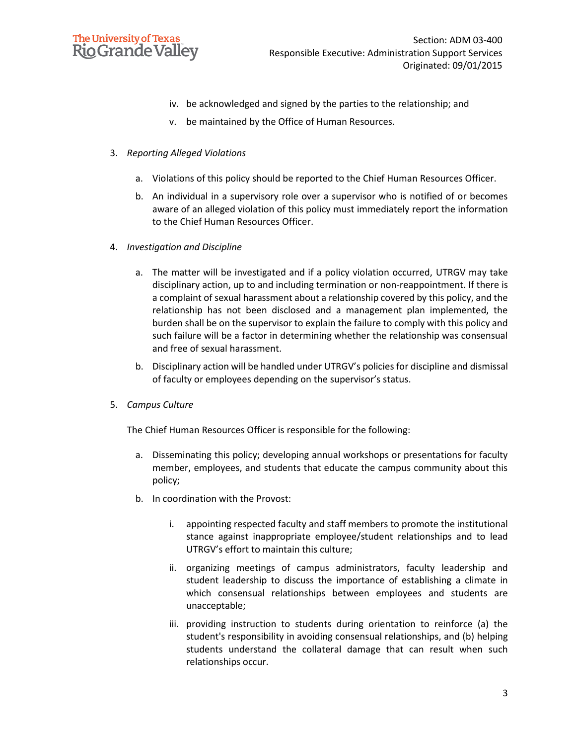iv. be acknowledged and signed by the parties to the relationship; and

v. be maintained by the Office of Human Resources.

3. *Reporting Alleged Violations*

   a. Violations of this policy should be reported to the Chief Human Resources Officer.

   b. An individual in a supervisory role over a supervisor who is notified of or becomes aware of an alleged violation of this policy must immediately report the information to the Chief Human Resources Officer.

4. *Investigation and Discipline*

   a. The matter will be investigated and if a policy violation occurred, UTRGV may take disciplinary action, up to and including termination or non-reappointment. If there is a complaint of sexual harassment about a relationship covered by this policy, and the relationship has not been disclosed and a management plan implemented, the burden shall be on the supervisor to explain the failure to comply with this policy and such failure will be a factor in determining whether the relationship was consensual and free of sexual harassment.

   b. Disciplinary action will be handled under UTRGV's policies for discipline and dismissal of faculty or employees depending on the supervisor's status.

5. *Campus Culture*

   The Chief Human Resources Officer is responsible for the following:

   a. Disseminating this policy; developing annual workshops or presentations for faculty member, employees, and students that educate the campus community about this policy;

   b. In coordination with the Provost:

      i. appointing respected faculty and staff members to promote the institutional stance against inappropriate employee/student relationships and to lead UTRGV's effort to maintain this culture;

      ii. organizing meetings of campus administrators, faculty leadership and student leadership to discuss the importance of establishing a climate in which consensual relationships between employees and students are unacceptable;

      iii. providing instruction to students during orientation to reinforce (a) the student's responsibility in avoiding consensual relationships, and (b) helping students understand the collateral damage that can result when such relationships occur.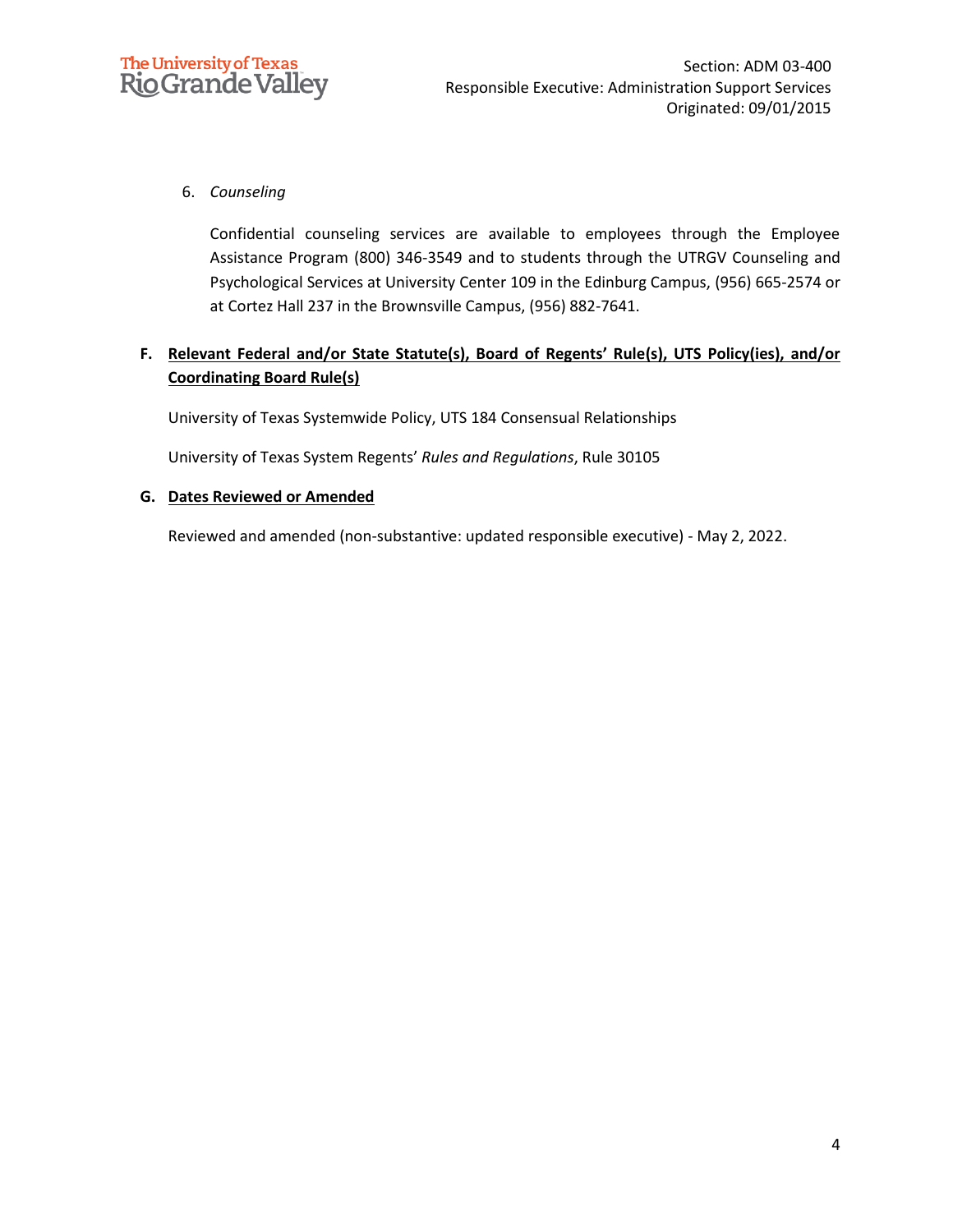6. *Counseling*

   Confidential counseling services are available to employees through the Employee Assistance Program (800) 346-3549 and to students through the UTRGV Counseling and Psychological Services at University Center 109 in the Edinburg Campus, (956) 665-2574 or at Cortez Hall 237 in the Brownsville Campus, (956) 882-7641.

## F. Relevant Federal and/or State Statute(s), Board of Regents' Rule(s), UTS Policy(ies), and/or Coordinating Board Rule(s)

University of Texas Systemwide Policy, UTS 184 Consensual Relationships

University of Texas System Regents' *Rules and Regulations*, Rule 30105

## G. Dates Reviewed or Amended

Reviewed and amended (non-substantive: updated responsible executive) - May 2, 2022.